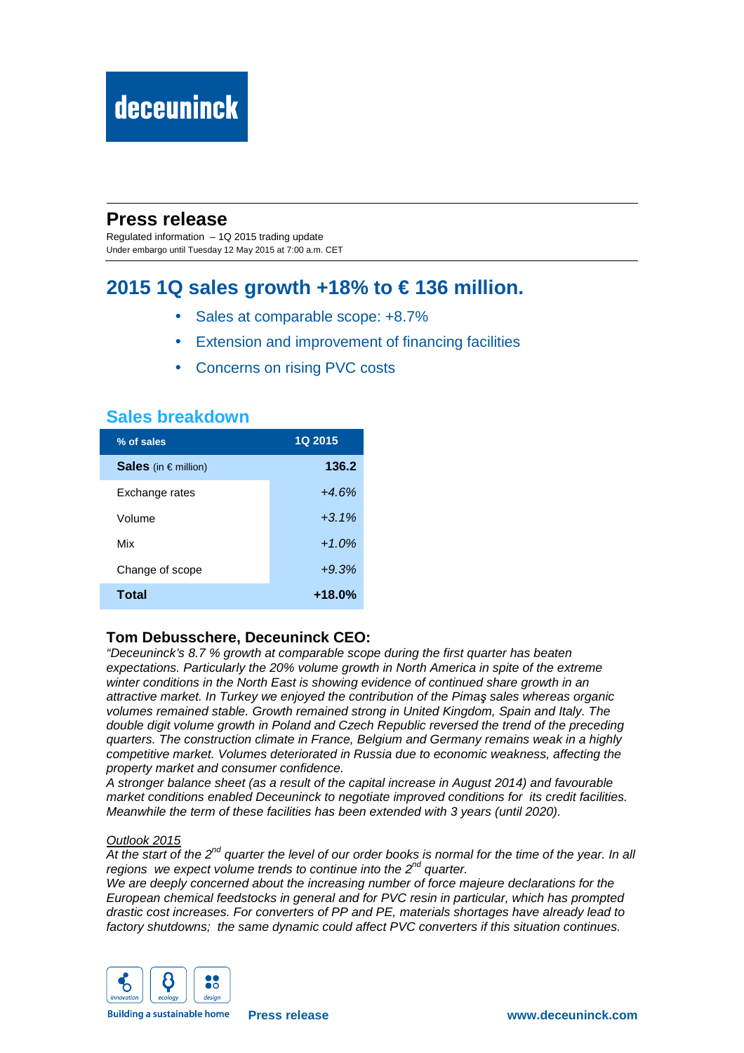deceuninck

# Press release

Regulated information – 1Q 2015 trading update
Under embargo until Tuesday 12 May 2015 at 7:00 a.m. CET

## 2015 1Q sales growth +18% to € 136 million.

- Sales at comparable scope: +8.7%
- Extension and improvement of financing facilities
- Concerns on rising PVC costs

## Sales breakdown

| % of sales | 1Q 2015 |
|---|---|
| **Sales** (in € million) | **136.2** |
| Exchange rates | *+4.6%* |
| Volume | *+3.1%* |
| Mix | *+1.0%* |
| Change of scope | *+9.3%* |
| **Total** | **+18.0%** |

### Tom Debusschere, Deceuninck CEO:

*"Deceuninck's 8.7 % growth at comparable scope during the first quarter has beaten expectations. Particularly the 20% volume growth in North America in spite of the extreme winter conditions in the North East is showing evidence of continued share growth in an attractive market. In Turkey we enjoyed the contribution of the Pimaş sales whereas organic volumes remained stable. Growth remained strong in United Kingdom, Spain and Italy. The double digit volume growth in Poland and Czech Republic reversed the trend of the preceding quarters. The construction climate in France, Belgium and Germany remains weak in a highly competitive market. Volumes deteriorated in Russia due to economic weakness, affecting the property market and consumer confidence.*
*A stronger balance sheet (as a result of the capital increase in August 2014) and favourable market conditions enabled Deceuninck to negotiate improved conditions for its credit facilities. Meanwhile the term of these facilities has been extended with 3 years (until 2020).*

*Outlook 2015*
*At the start of the 2nd quarter the level of our order books is normal for the time of the year. In all regions we expect volume trends to continue into the 2nd quarter.*
*We are deeply concerned about the increasing number of force majeure declarations for the European chemical feedstocks in general and for PVC resin in particular, which has prompted drastic cost increases. For converters of PP and PE, materials shortages have already lead to factory shutdowns; the same dynamic could affect PVC converters if this situation continues.*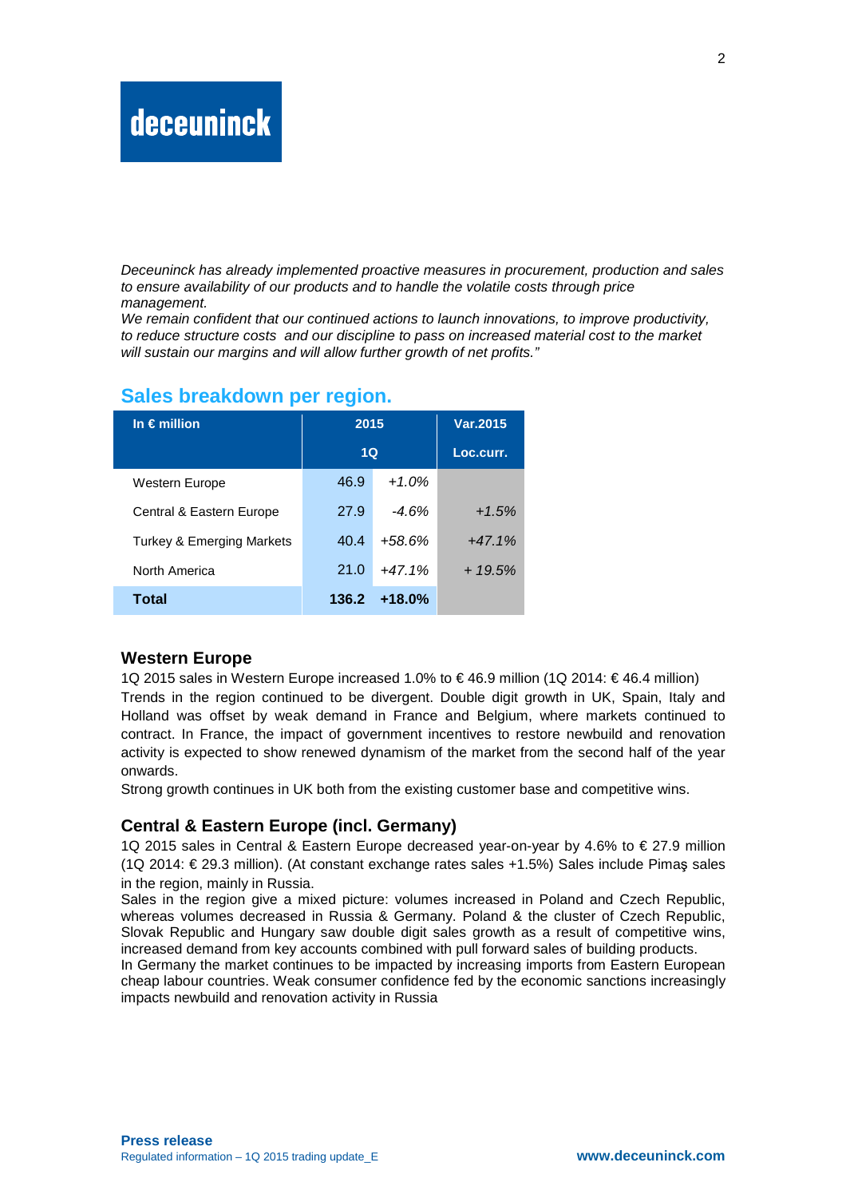*Deceuninck has already implemented proactive measures in procurement, production and sales to ensure availability of our products and to handle the volatile costs through price management.*
*We remain confident that our continued actions to launch innovations, to improve productivity, to reduce structure costs and our discipline to pass on increased material cost to the market will sustain our margins and will allow further growth of net profits."*

## Sales breakdown per region.

| In € million | 2015 1Q | | Var.2015 Loc.curr. |
|---|---|---|---|
| Western Europe | 46.9 | *+1.0%* | |
| Central & Eastern Europe | 27.9 | *-4.6%* | *+1.5%* |
| Turkey & Emerging Markets | 40.4 | *+58.6%* | *+47.1%* |
| North America | 21.0 | *+47.1%* | *+ 19.5%* |
| **Total** | **136.2** | **+18.0%** | |

### Western Europe

1Q 2015 sales in Western Europe increased 1.0% to € 46.9 million (1Q 2014: € 46.4 million)
Trends in the region continued to be divergent. Double digit growth in UK, Spain, Italy and Holland was offset by weak demand in France and Belgium, where markets continued to contract. In France, the impact of government incentives to restore newbuild and renovation activity is expected to show renewed dynamism of the market from the second half of the year onwards.
Strong growth continues in UK both from the existing customer base and competitive wins.

### Central & Eastern Europe (incl. Germany)

1Q 2015 sales in Central & Eastern Europe decreased year-on-year by 4.6% to € 27.9 million (1Q 2014: € 29.3 million). (At constant exchange rates sales +1.5%) Sales include Pimaş sales in the region, mainly in Russia.
Sales in the region give a mixed picture: volumes increased in Poland and Czech Republic, whereas volumes decreased in Russia & Germany. Poland & the cluster of Czech Republic, Slovak Republic and Hungary saw double digit sales growth as a result of competitive wins, increased demand from key accounts combined with pull forward sales of building products.
In Germany the market continues to be impacted by increasing imports from Eastern European cheap labour countries. Weak consumer confidence fed by the economic sanctions increasingly impacts newbuild and renovation activity in Russia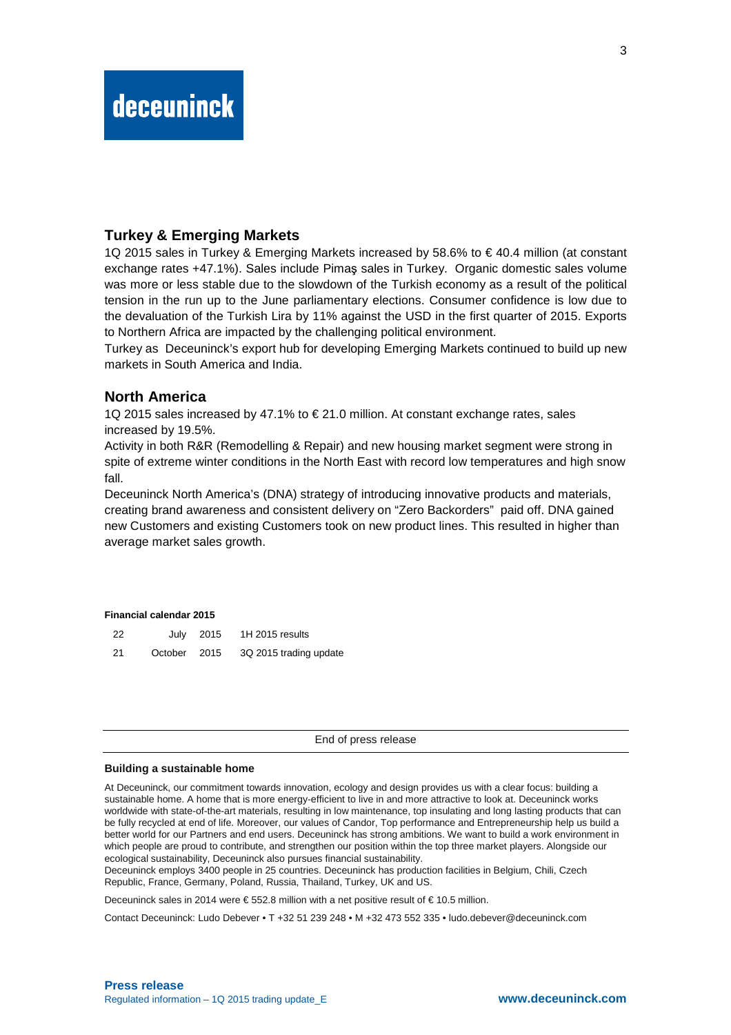## Turkey & Emerging Markets

1Q 2015 sales in Turkey & Emerging Markets increased by 58.6% to € 40.4 million (at constant exchange rates +47.1%). Sales include Pimaş sales in Turkey. Organic domestic sales volume was more or less stable due to the slowdown of the Turkish economy as a result of the political tension in the run up to the June parliamentary elections. Consumer confidence is low due to the devaluation of the Turkish Lira by 11% against the USD in the first quarter of 2015. Exports to Northern Africa are impacted by the challenging political environment.

Turkey as Deceuninck's export hub for developing Emerging Markets continued to build up new markets in South America and India.

## North America

1Q 2015 sales increased by 47.1% to € 21.0 million. At constant exchange rates, sales increased by 19.5%.

Activity in both R&R (Remodelling & Repair) and new housing market segment were strong in spite of extreme winter conditions in the North East with record low temperatures and high snow fall.

Deceuninck North America's (DNA) strategy of introducing innovative products and materials, creating brand awareness and consistent delivery on "Zero Backorders" paid off. DNA gained new Customers and existing Customers took on new product lines. This resulted in higher than average market sales growth.

**Financial calendar 2015**

| | | | |
|---|---|---|---|
| 22 | July | 2015 | 1H 2015 results |
| 21 | October | 2015 | 3Q 2015 trading update |

End of press release

**Building a sustainable home**

At Deceuninck, our commitment towards innovation, ecology and design provides us with a clear focus: building a sustainable home. A home that is more energy-efficient to live in and more attractive to look at. Deceuninck works worldwide with state-of-the-art materials, resulting in low maintenance, top insulating and long lasting products that can be fully recycled at end of life. Moreover, our values of Candor, Top performance and Entrepreneurship help us build a better world for our Partners and end users. Deceuninck has strong ambitions. We want to build a work environment in which people are proud to contribute, and strengthen our position within the top three market players. Alongside our ecological sustainability, Deceuninck also pursues financial sustainability.
Deceuninck employs 3400 people in 25 countries. Deceuninck has production facilities in Belgium, Chili, Czech Republic, France, Germany, Poland, Russia, Thailand, Turkey, UK and US.

Deceuninck sales in 2014 were € 552.8 million with a net positive result of € 10.5 million.

Contact Deceuninck: Ludo Debever • T +32 51 239 248 • M +32 473 552 335 • ludo.debever@deceuninck.com